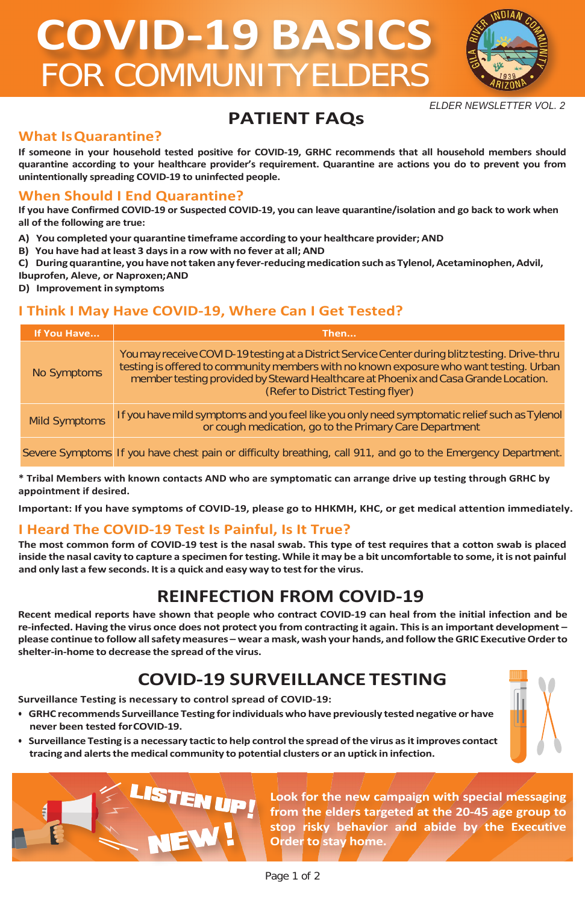# COVID-19 BASICS FOR COMMUNITY ELDERS

*ELDER NEWSLETTER VOL. 2*

## PATIENT FAQs

### What Is Quarantine?

**If someone in your household tested positive for COVID-19, GRHC recommends that all household members should quarantine according to your healthcare provider's requirement. Quarantine are actions you do to prevent you from unintentionally spreading COVID-19 to uninfected people.**

### When Should I End Quarantine?

**If you have Confirmed COVID-19 or Suspected COVID-19, you can leave quarantine/isolation and go back to work when all of the following are true:**

**A) You completed your quarantine timeframe according to your healthcare provider; AND**
**B) You have had at least 3 days in a row with no fever at all; AND**
**C) During quarantine, you have not taken any fever-reducing medication such as Tylenol, Acetaminophen, Advil, Ibuprofen, Aleve, or Naproxen; AND**
**D) Improvement in symptoms**

### I Think I May Have COVID-19, Where Can I Get Tested?

| If You Have... | Then... |
|---|---|
| No Symptoms | You may receive COVID-19 testing at a District Service Center during blitz testing. Drive-thru testing is offered to community members with no known exposure who want testing. Urban member testing provided by Steward Healthcare at Phoenix and Casa Grande Location. (Refer to District Testing flyer) |
| Mild Symptoms | If you have mild symptoms and you feel like you only need symptomatic relief such as Tylenol or cough medication, go to the Primary Care Department |
| Severe Symptoms | If you have chest pain or difficulty breathing, call 911, and go to the Emergency Department. |

**\* Tribal Members with known contacts AND who are symptomatic can arrange drive up testing through GRHC by appointment if desired.**

**Important: If you have symptoms of COVID-19, please go to HHKMH, KHC, or get medical attention immediately.**

### I Heard The COVID-19 Test Is Painful, Is It True?

**The most common form of COVID-19 test is the nasal swab. This type of test requires that a cotton swab is placed inside the nasal cavity to capture a specimen for testing. While it may be a bit uncomfortable to some, it is not painful and only last a few seconds. It is a quick and easy way to test for the virus.**

## REINFECTION FROM COVID-19

**Recent medical reports have shown that people who contract COVID-19 can heal from the initial infection and be re-infected. Having the virus once does not protect you from contracting it again. This is an important development – please continue to follow all safety measures – wear a mask, wash your hands, and follow the GRIC Executive Order to shelter-in-home to decrease the spread of the virus.**

## COVID-19 SURVEILLANCE TESTING

**Surveillance Testing is necessary to control spread of COVID-19:**

- **GRHC recommends Surveillance Testing for individuals who have previously tested negative or have never been tested for COVID-19.**
- **Surveillance Testing is a necessary tactic to help control the spread of the virus as it improves contact tracing and alerts the medical community to potential clusters or an uptick in infection.**

**LISTEN UP! NEW!**

**Look for the new campaign with special messaging from the elders targeted at the 20-45 age group to stop risky behavior and abide by the Executive Order to stay home.**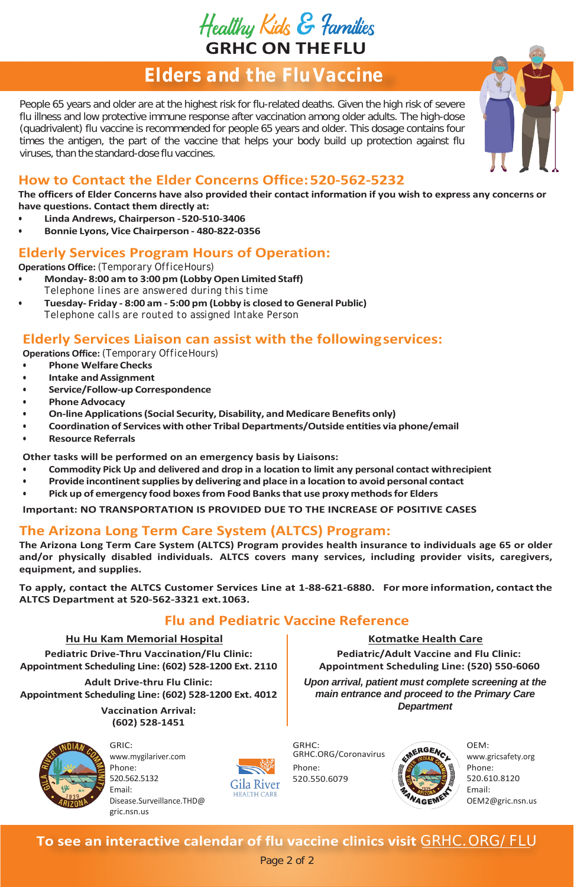Healthy Kids & Families

# GRHC ON THE FLU

## Elders and the Flu Vaccine

People 65 years and older are at the highest risk for flu-related deaths. Given the high risk of severe flu illness and low protective immune response after vaccination among older adults. The high-dose (quadrivalent) flu vaccine is recommended for people 65 years and older. This dosage contains four times the antigen, the part of the vaccine that helps your body build up protection against flu viruses, than the standard-dose flu vaccines.

## How to Contact the Elder Concerns Office: 520-562-5232

**The officers of Elder Concerns have also provided their contact information if you wish to express any concerns or have questions. Contact them directly at:**

- **Linda Andrews, Chairperson - 520-510-3406**
- **Bonnie Lyons, Vice Chairperson - 480-822-0356**

## Elderly Services Program Hours of Operation:

**Operations Office:** (Temporary Office Hours)

- **Monday- 8:00 am to 3:00 pm (Lobby Open Limited Staff)**
  Telephone lines are answered during this time
- **Tuesday- Friday - 8:00 am - 5:00 pm (Lobby is closed to General Public)**
  Telephone calls are routed to assigned Intake Person

## Elderly Services Liaison can assist with the following services:

**Operations Office:** (Temporary Office Hours)

- **Phone Welfare Checks**
- **Intake and Assignment**
- **Service/Follow-up Correspondence**
- **Phone Advocacy**
- **On-line Applications (Social Security, Disability, and Medicare Benefits only)**
- **Coordination of Services with other Tribal Departments/Outside entities via phone/email**
- **Resource Referrals**

**Other tasks will be performed on an emergency basis by Liaisons:**

- **Commodity Pick Up and delivered and drop in a location to limit any personal contact with recipient**
- **Provide incontinent supplies by delivering and place in a location to avoid personal contact**
- **Pick up of emergency food boxes from Food Banks that use proxy methods for Elders**

**Important: NO TRANSPORTATION IS PROVIDED DUE TO THE INCREASE OF POSITIVE CASES**

## The Arizona Long Term Care System (ALTCS) Program:

**The Arizona Long Term Care System (ALTCS) Program provides health insurance to individuals age 65 or older and/or physically disabled individuals. ALTCS covers many services, including provider visits, caregivers, equipment, and supplies.**

**To apply, contact the ALTCS Customer Services Line at 1-88-621-6880. For more information, contact the ALTCS Department at 520-562-3321 ext. 1063.**

## Flu and Pediatric Vaccine Reference

### Hu Hu Kam Memorial Hospital

**Pediatric Drive-Thru Vaccination/Flu Clinic:**
**Appointment Scheduling Line: (602) 528-1200 Ext. 2110**

**Adult Drive-thru Flu Clinic:**
**Appointment Scheduling Line: (602) 528-1200 Ext. 4012**

**Vaccination Arrival:**
**(602) 528-1451**

### Kotmatke Health Care

**Pediatric/Adult Vaccine and Flu Clinic:**
**Appointment Scheduling Line: (520) 550-6060**

***Upon arrival, patient must complete screening at the main entrance and proceed to the Primary Care Department***

GRIC:
www.mygilariver.com
Phone:
520.562.5132
Email:
Disease.Surveillance.THD@gric.nsn.us

GRHC:
GRHC.ORG/Coronavirus
Phone:
520.550.6079

OEM:
www.gricsafety.org
Phone:
520.610.8120
Email:
OEM2@gric.nsn.us

**To see an interactive calendar of flu vaccine clinics visit** GRHC.ORG/FLU